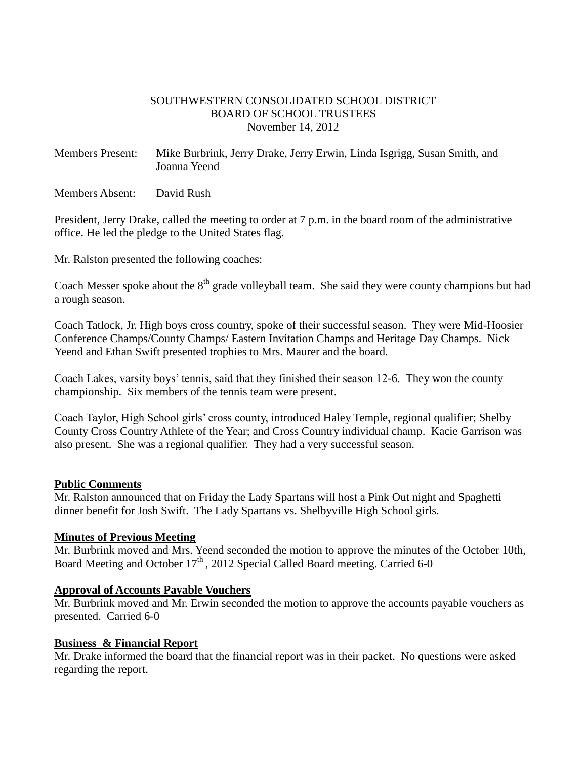SOUTHWESTERN CONSOLIDATED SCHOOL DISTRICT
BOARD OF SCHOOL TRUSTEES
November 14, 2012

Members Present: Mike Burbrink, Jerry Drake, Jerry Erwin, Linda Isgrigg, Susan Smith, and Joanna Yeend

Members Absent: David Rush

President, Jerry Drake, called the meeting to order at 7 p.m. in the board room of the administrative office. He led the pledge to the United States flag.

Mr. Ralston presented the following coaches:

Coach Messer spoke about the 8th grade volleyball team. She said they were county champions but had a rough season.

Coach Tatlock, Jr. High boys cross country, spoke of their successful season. They were Mid-Hoosier Conference Champs/County Champs/ Eastern Invitation Champs and Heritage Day Champs. Nick Yeend and Ethan Swift presented trophies to Mrs. Maurer and the board.

Coach Lakes, varsity boys' tennis, said that they finished their season 12-6. They won the county championship. Six members of the tennis team were present.

Coach Taylor, High School girls' cross county, introduced Haley Temple, regional qualifier; Shelby County Cross Country Athlete of the Year; and Cross Country individual champ. Kacie Garrison was also present. She was a regional qualifier. They had a very successful season.

**Public Comments**
Mr. Ralston announced that on Friday the Lady Spartans will host a Pink Out night and Spaghetti dinner benefit for Josh Swift. The Lady Spartans vs. Shelbyville High School girls.

**Minutes of Previous Meeting**
Mr. Burbrink moved and Mrs. Yeend seconded the motion to approve the minutes of the October 10th, Board Meeting and October 17th, 2012 Special Called Board meeting. Carried 6-0

**Approval of Accounts Payable Vouchers**
Mr. Burbrink moved and Mr. Erwin seconded the motion to approve the accounts payable vouchers as presented. Carried 6-0

**Business & Financial Report**
Mr. Drake informed the board that the financial report was in their packet. No questions were asked regarding the report.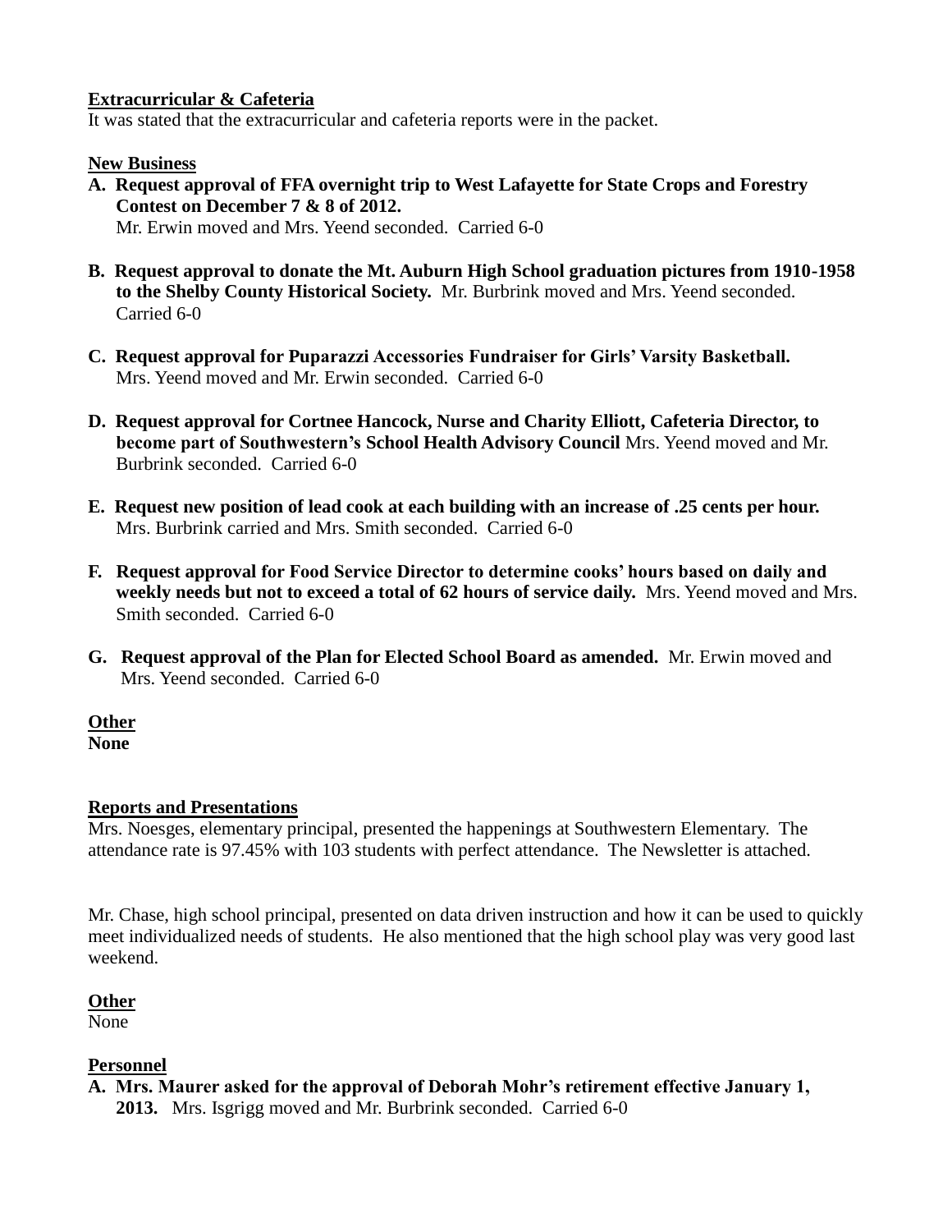**Extracurricular & Cafeteria**

It was stated that the extracurricular and cafeteria reports were in the packet.

**New Business**

**A. Request approval of FFA overnight trip to West Lafayette for State Crops and Forestry Contest on December 7 & 8 of 2012.**
Mr. Erwin moved and Mrs. Yeend seconded. Carried 6-0

**B. Request approval to donate the Mt. Auburn High School graduation pictures from 1910-1958 to the Shelby County Historical Society.** Mr. Burbrink moved and Mrs. Yeend seconded. Carried 6-0

**C. Request approval for Puparazzi Accessories Fundraiser for Girls' Varsity Basketball.** Mrs. Yeend moved and Mr. Erwin seconded. Carried 6-0

**D. Request approval for Cortnee Hancock, Nurse and Charity Elliott, Cafeteria Director, to become part of Southwestern's School Health Advisory Council** Mrs. Yeend moved and Mr. Burbrink seconded. Carried 6-0

**E. Request new position of lead cook at each building with an increase of .25 cents per hour.** Mrs. Burbrink carried and Mrs. Smith seconded. Carried 6-0

**F. Request approval for Food Service Director to determine cooks' hours based on daily and weekly needs but not to exceed a total of 62 hours of service daily.** Mrs. Yeend moved and Mrs. Smith seconded. Carried 6-0

**G. Request approval of the Plan for Elected School Board as amended.** Mr. Erwin moved and Mrs. Yeend seconded. Carried 6-0

**Other**
**None**

**Reports and Presentations**

Mrs. Noesges, elementary principal, presented the happenings at Southwestern Elementary. The attendance rate is 97.45% with 103 students with perfect attendance. The Newsletter is attached.

Mr. Chase, high school principal, presented on data driven instruction and how it can be used to quickly meet individualized needs of students. He also mentioned that the high school play was very good last weekend.

**Other**
None

**Personnel**

**A. Mrs. Maurer asked for the approval of Deborah Mohr's retirement effective January 1, 2013.** Mrs. Isgrigg moved and Mr. Burbrink seconded. Carried 6-0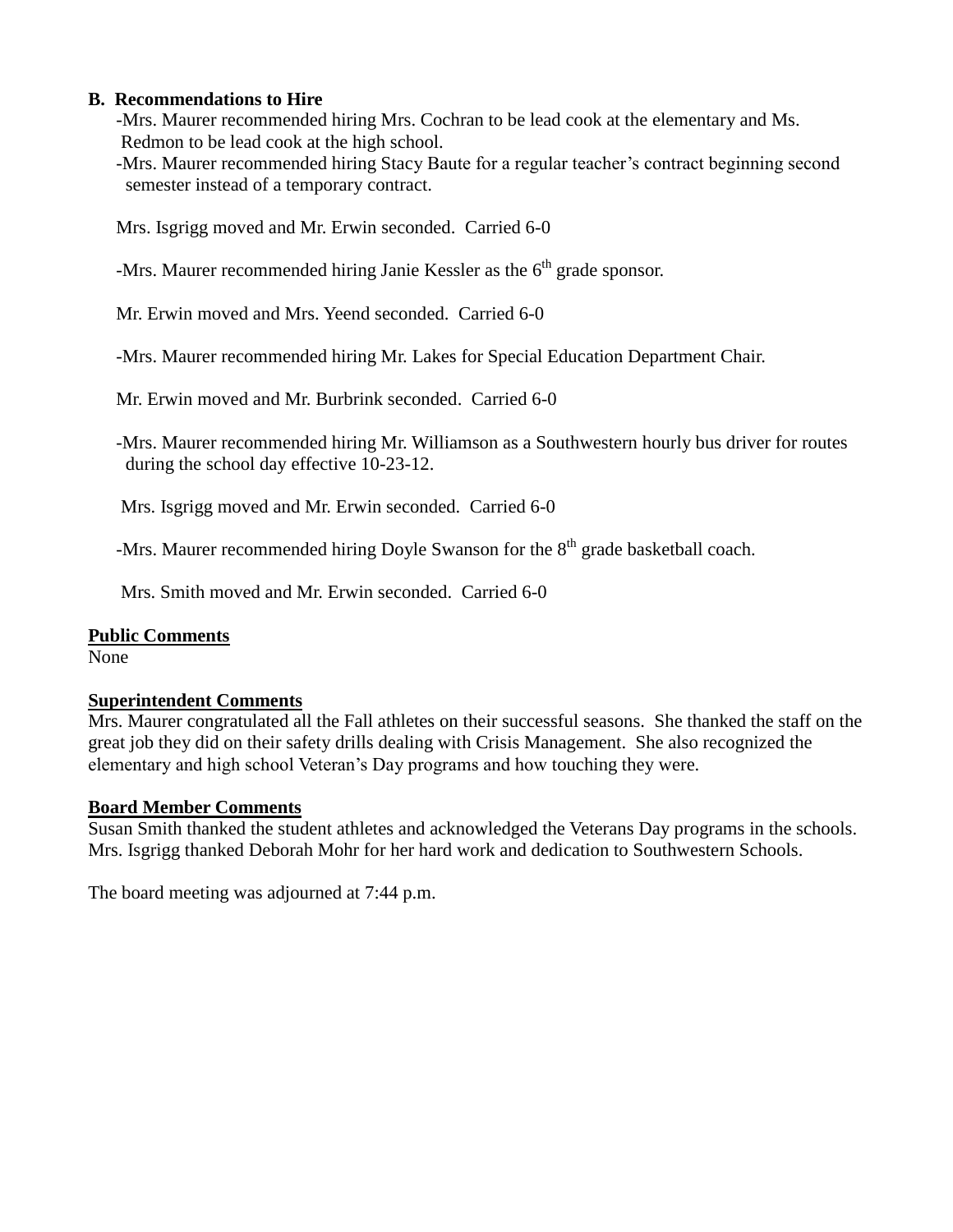**B. Recommendations to Hire**

-Mrs. Maurer recommended hiring Mrs. Cochran to be lead cook at the elementary and Ms. Redmon to be lead cook at the high school.

-Mrs. Maurer recommended hiring Stacy Baute for a regular teacher's contract beginning second semester instead of a temporary contract.

Mrs. Isgrigg moved and Mr. Erwin seconded. Carried 6-0

-Mrs. Maurer recommended hiring Janie Kessler as the 6th grade sponsor.

Mr. Erwin moved and Mrs. Yeend seconded. Carried 6-0

-Mrs. Maurer recommended hiring Mr. Lakes for Special Education Department Chair.

Mr. Erwin moved and Mr. Burbrink seconded. Carried 6-0

-Mrs. Maurer recommended hiring Mr. Williamson as a Southwestern hourly bus driver for routes during the school day effective 10-23-12.

Mrs. Isgrigg moved and Mr. Erwin seconded. Carried 6-0

-Mrs. Maurer recommended hiring Doyle Swanson for the 8th grade basketball coach.

Mrs. Smith moved and Mr. Erwin seconded. Carried 6-0

**Public Comments**

None

**Superintendent Comments**

Mrs. Maurer congratulated all the Fall athletes on their successful seasons. She thanked the staff on the great job they did on their safety drills dealing with Crisis Management. She also recognized the elementary and high school Veteran's Day programs and how touching they were.

**Board Member Comments**

Susan Smith thanked the student athletes and acknowledged the Veterans Day programs in the schools. Mrs. Isgrigg thanked Deborah Mohr for her hard work and dedication to Southwestern Schools.

The board meeting was adjourned at 7:44 p.m.